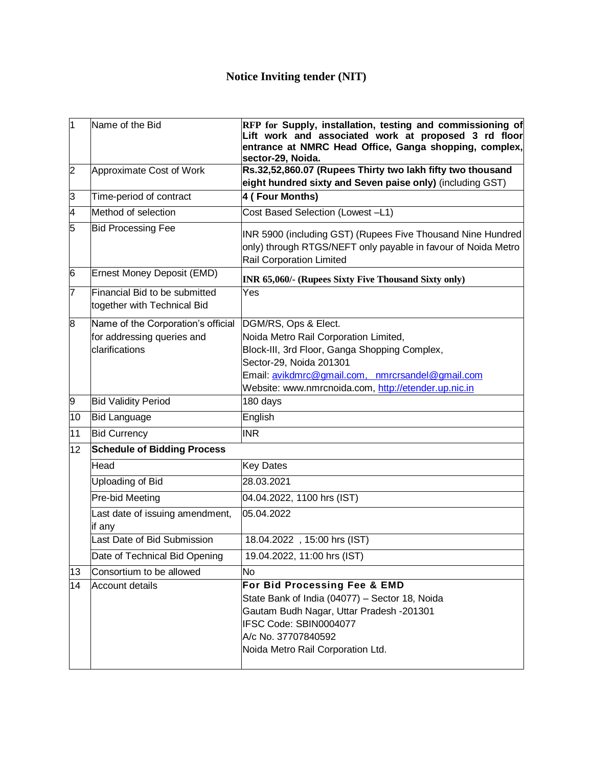# Notice Inviting tender (NIT)

| 1 | Name of the Bid | **RFP for Supply, installation, testing and commissioning of Lift work and associated work at proposed 3 rd floor entrance at NMRC Head Office, Ganga shopping, complex, sector-29, Noida.** |
|---|---|---|
| 2 | Approximate Cost of Work | **Rs.32,52,860.07 (Rupees Thirty two lakh fifty two thousand eight hundred sixty and Seven paise only)** (including GST) |
| 3 | Time-period of contract | **4 ( Four Months)** |
| 4 | Method of selection | Cost Based Selection (Lowest –L1) |
| 5 | Bid Processing Fee | INR 5900 (including GST) (Rupees Five Thousand Nine Hundred only) through RTGS/NEFT only payable in favour of Noida Metro Rail Corporation Limited |
| 6 | Ernest Money Deposit (EMD) | **INR 65,060/- (Rupees Sixty Five Thousand Sixty only)** |
| 7 | Financial Bid to be submitted together with Technical Bid | Yes |
| 8 | Name of the Corporation's official for addressing queries and clarifications | DGM/RS, Ops & Elect.<br>Noida Metro Rail Corporation Limited,<br>Block-III, 3rd Floor, Ganga Shopping Complex,<br>Sector-29, Noida 201301<br>Email: avikdmrc@gmail.com, nmrcrsandel@gmail.com<br>Website: www.nmrcnoida.com, http://etender.up.nic.in |
| 9 | Bid Validity Period | 180 days |
| 10 | Bid Language | English |
| 11 | Bid Currency | INR |
| 12 | **Schedule of Bidding Process** | |
| | Head | Key Dates |
| | Uploading of Bid | 28.03.2021 |
| | Pre-bid Meeting | 04.04.2022, 1100 hrs (IST) |
| | Last date of issuing amendment, if any | 05.04.2022 |
| | Last Date of Bid Submission | 18.04.2022 , 15:00 hrs (IST) |
| | Date of Technical Bid Opening | 19.04.2022, 11:00 hrs (IST) |
| 13 | Consortium to be allowed | No |
| 14 | Account details | **For Bid Processing Fee & EMD**<br>State Bank of India (04077) – Sector 18, Noida<br>Gautam Budh Nagar, Uttar Pradesh -201301<br>IFSC Code: SBIN0004077<br>A/c No. 37707840592<br>Noida Metro Rail Corporation Ltd. |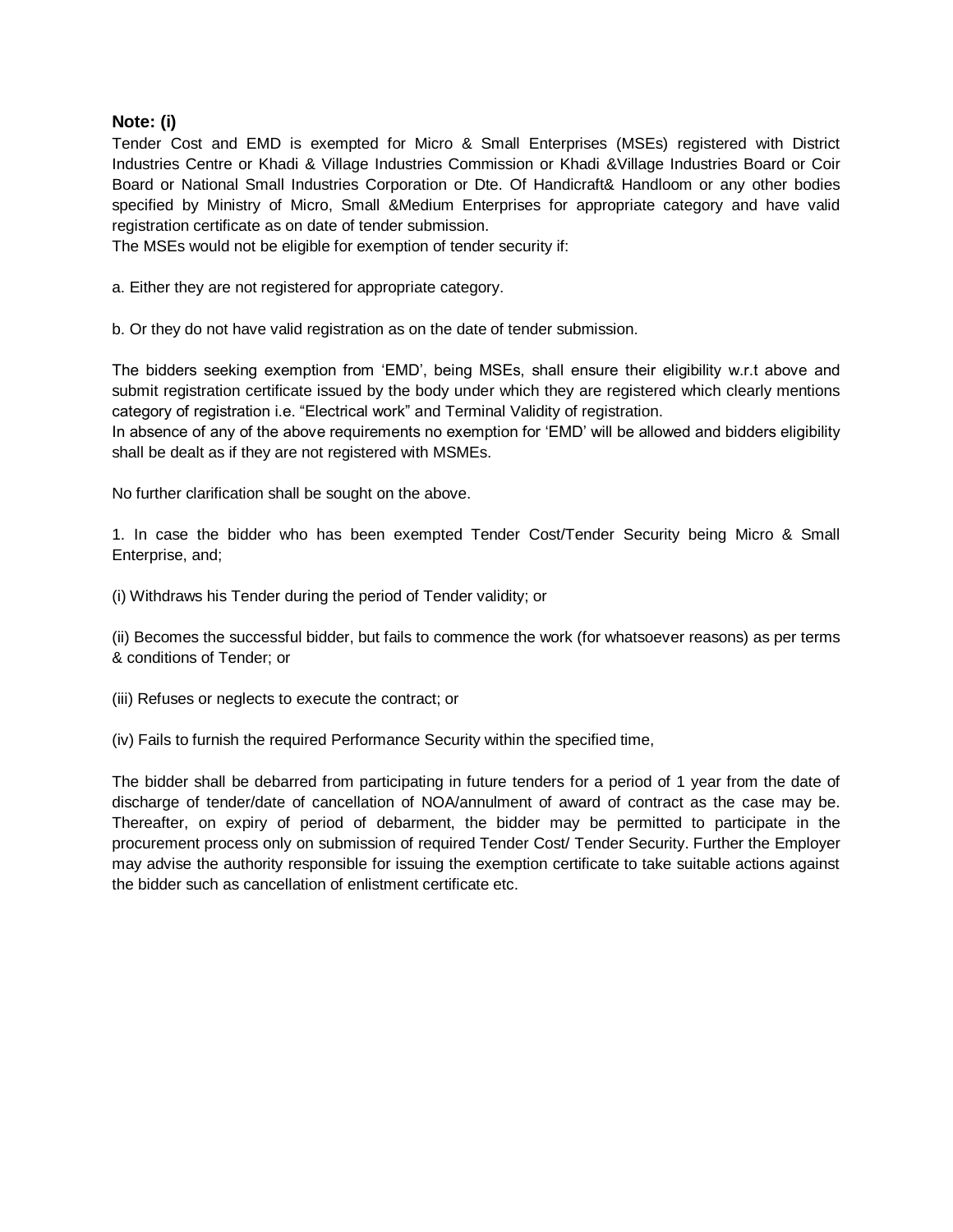**Note: (i)**

Tender Cost and EMD is exempted for Micro & Small Enterprises (MSEs) registered with District Industries Centre or Khadi & Village Industries Commission or Khadi &Village Industries Board or Coir Board or National Small Industries Corporation or Dte. Of Handicraft& Handloom or any other bodies specified by Ministry of Micro, Small &Medium Enterprises for appropriate category and have valid registration certificate as on date of tender submission.

The MSEs would not be eligible for exemption of tender security if:

a. Either they are not registered for appropriate category.

b. Or they do not have valid registration as on the date of tender submission.

The bidders seeking exemption from 'EMD', being MSEs, shall ensure their eligibility w.r.t above and submit registration certificate issued by the body under which they are registered which clearly mentions category of registration i.e. "Electrical work" and Terminal Validity of registration.

In absence of any of the above requirements no exemption for 'EMD' will be allowed and bidders eligibility shall be dealt as if they are not registered with MSMEs.

No further clarification shall be sought on the above.

1. In case the bidder who has been exempted Tender Cost/Tender Security being Micro & Small Enterprise, and;

(i) Withdraws his Tender during the period of Tender validity; or

(ii) Becomes the successful bidder, but fails to commence the work (for whatsoever reasons) as per terms & conditions of Tender; or

(iii) Refuses or neglects to execute the contract; or

(iv) Fails to furnish the required Performance Security within the specified time,

The bidder shall be debarred from participating in future tenders for a period of 1 year from the date of discharge of tender/date of cancellation of NOA/annulment of award of contract as the case may be. Thereafter, on expiry of period of debarment, the bidder may be permitted to participate in the procurement process only on submission of required Tender Cost/ Tender Security. Further the Employer may advise the authority responsible for issuing the exemption certificate to take suitable actions against the bidder such as cancellation of enlistment certificate etc.